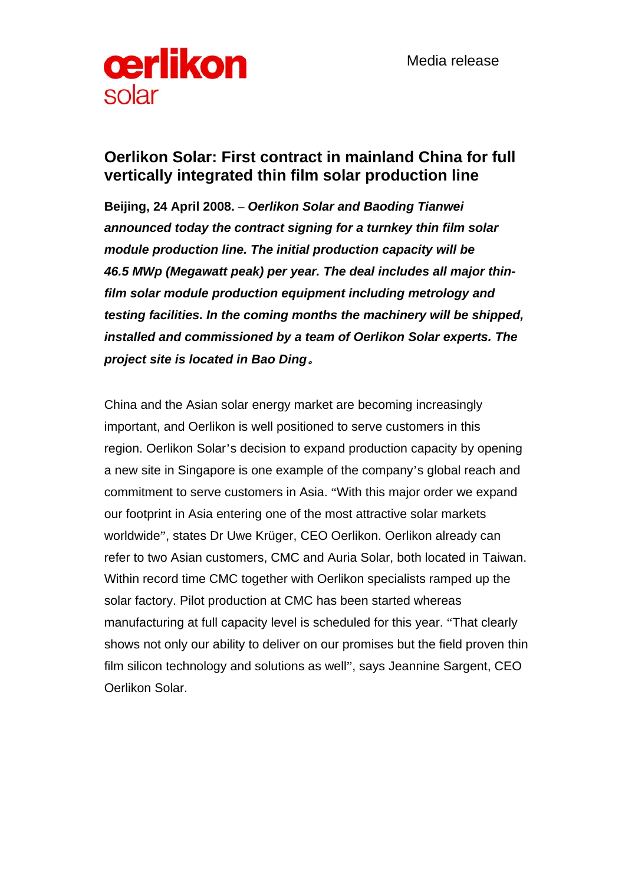oerlikon
solar

Media release

## Oerlikon Solar: First contract in mainland China for full vertically integrated thin film solar production line

**Beijing, 24 April 2008.** – ***Oerlikon Solar and Baoding Tianwei announced today the contract signing for a turnkey thin film solar module production line. The initial production capacity will be 46.5 MWp (Megawatt peak) per year. The deal includes all major thin-film solar module production equipment including metrology and testing facilities. In the coming months the machinery will be shipped, installed and commissioned by a team of Oerlikon Solar experts. The project site is located in Bao Ding。***

China and the Asian solar energy market are becoming increasingly important, and Oerlikon is well positioned to serve customers in this region. Oerlikon Solar's decision to expand production capacity by opening a new site in Singapore is one example of the company's global reach and commitment to serve customers in Asia. "With this major order we expand our footprint in Asia entering one of the most attractive solar markets worldwide", states Dr Uwe Krüger, CEO Oerlikon. Oerlikon already can refer to two Asian customers, CMC and Auria Solar, both located in Taiwan. Within record time CMC together with Oerlikon specialists ramped up the solar factory. Pilot production at CMC has been started whereas manufacturing at full capacity level is scheduled for this year. "That clearly shows not only our ability to deliver on our promises but the field proven thin film silicon technology and solutions as well", says Jeannine Sargent, CEO Oerlikon Solar.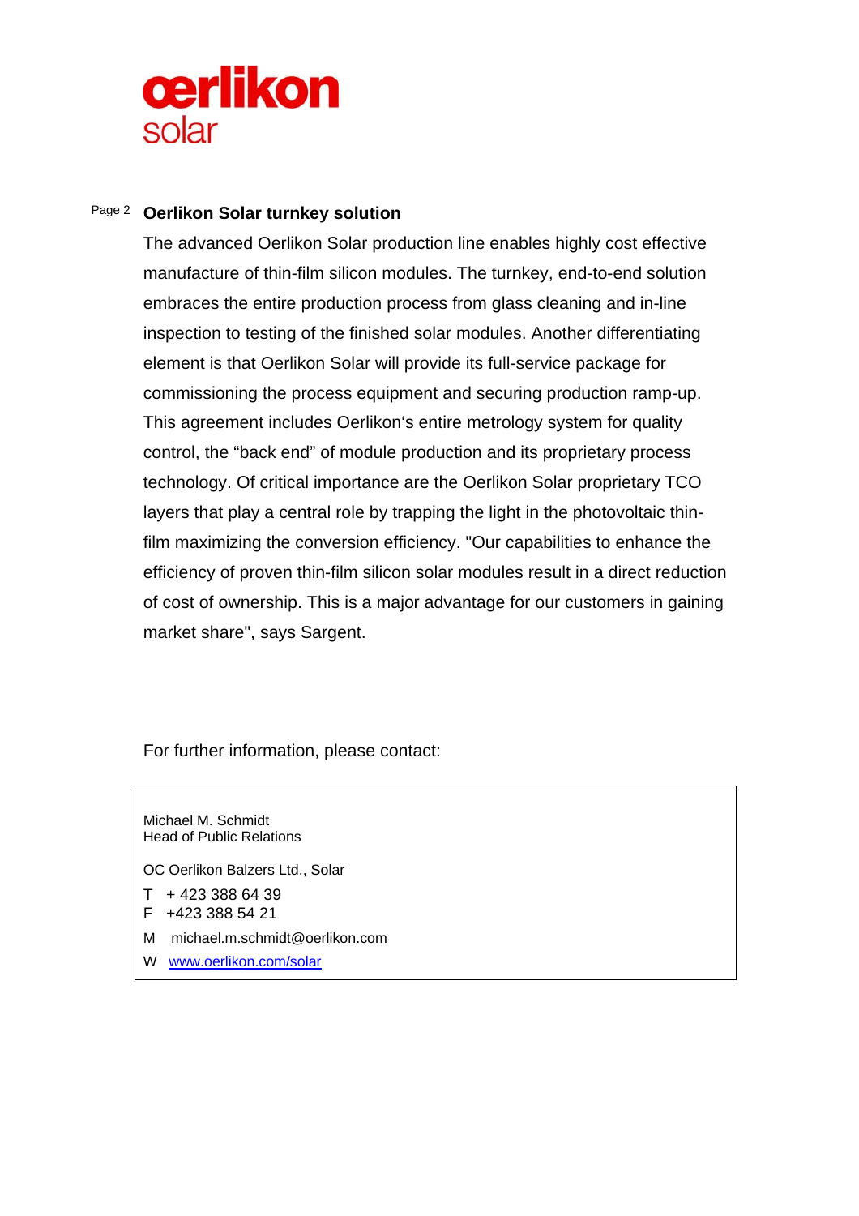## Oerlikon Solar turnkey solution

The advanced Oerlikon Solar production line enables highly cost effective manufacture of thin-film silicon modules. The turnkey, end-to-end solution embraces the entire production process from glass cleaning and in-line inspection to testing of the finished solar modules. Another differentiating element is that Oerlikon Solar will provide its full-service package for commissioning the process equipment and securing production ramp-up. This agreement includes Oerlikon's entire metrology system for quality control, the "back end" of module production and its proprietary process technology. Of critical importance are the Oerlikon Solar proprietary TCO layers that play a central role by trapping the light in the photovoltaic thin-film maximizing the conversion efficiency. "Our capabilities to enhance the efficiency of proven thin-film silicon solar modules result in a direct reduction of cost of ownership. This is a major advantage for our customers in gaining market share", says Sargent.

For further information, please contact:

Michael M. Schmidt
Head of Public Relations

OC Oerlikon Balzers Ltd., Solar

T + 423 388 64 39
F +423 388 54 21
M michael.m.schmidt@oerlikon.com
W www.oerlikon.com/solar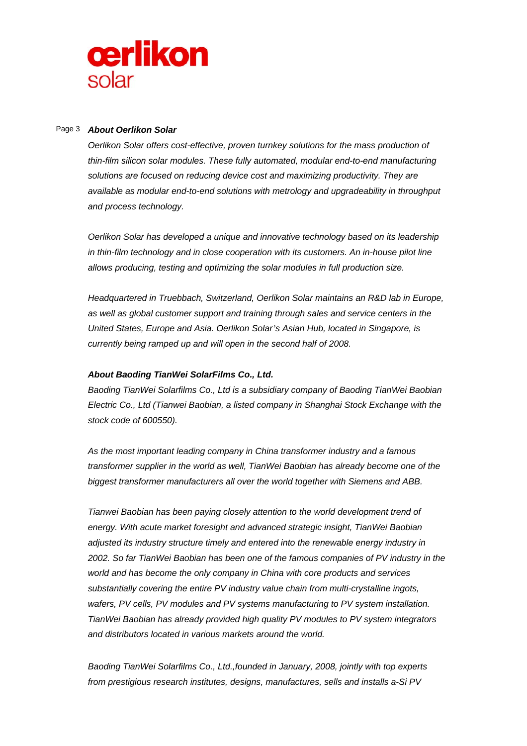***About Oerlikon Solar***

*Oerlikon Solar offers cost-effective, proven turnkey solutions for the mass production of thin-film silicon solar modules. These fully automated, modular end-to-end manufacturing solutions are focused on reducing device cost and maximizing productivity. They are available as modular end-to-end solutions with metrology and upgradeability in throughput and process technology.*

*Oerlikon Solar has developed a unique and innovative technology based on its leadership in thin-film technology and in close cooperation with its customers. An in-house pilot line allows producing, testing and optimizing the solar modules in full production size.*

*Headquartered in Truebbach, Switzerland, Oerlikon Solar maintains an R&D lab in Europe, as well as global customer support and training through sales and service centers in the United States, Europe and Asia. Oerlikon Solar's Asian Hub, located in Singapore, is currently being ramped up and will open in the second half of 2008.*

***About Baoding TianWei SolarFilms Co., Ltd.***

*Baoding TianWei Solarfilms Co., Ltd is a subsidiary company of Baoding TianWei Baobian Electric Co., Ltd (Tianwei Baobian, a listed company in Shanghai Stock Exchange with the stock code of 600550).*

*As the most important leading company in China transformer industry and a famous transformer supplier in the world as well, TianWei Baobian has already become one of the biggest transformer manufacturers all over the world together with Siemens and ABB.*

*Tianwei Baobian has been paying closely attention to the world development trend of energy. With acute market foresight and advanced strategic insight, TianWei Baobian adjusted its industry structure timely and entered into the renewable energy industry in 2002. So far TianWei Baobian has been one of the famous companies of PV industry in the world and has become the only company in China with core products and services substantially covering the entire PV industry value chain from multi-crystalline ingots, wafers, PV cells, PV modules and PV systems manufacturing to PV system installation. TianWei Baobian has already provided high quality PV modules to PV system integrators and distributors located in various markets around the world.*

*Baoding TianWei Solarfilms Co., Ltd.,founded in January, 2008, jointly with top experts from prestigious research institutes, designs, manufactures, sells and installs a-Si PV*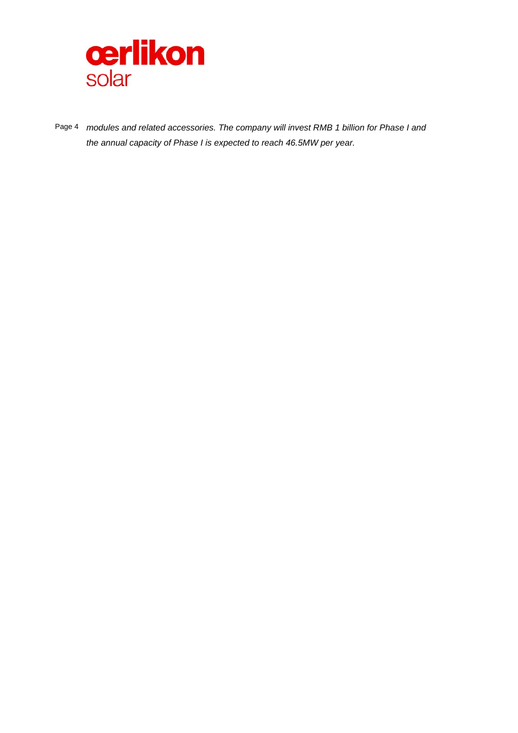*modules and related accessories. The company will invest RMB 1 billion for Phase I and the annual capacity of Phase I is expected to reach 46.5MW per year.*